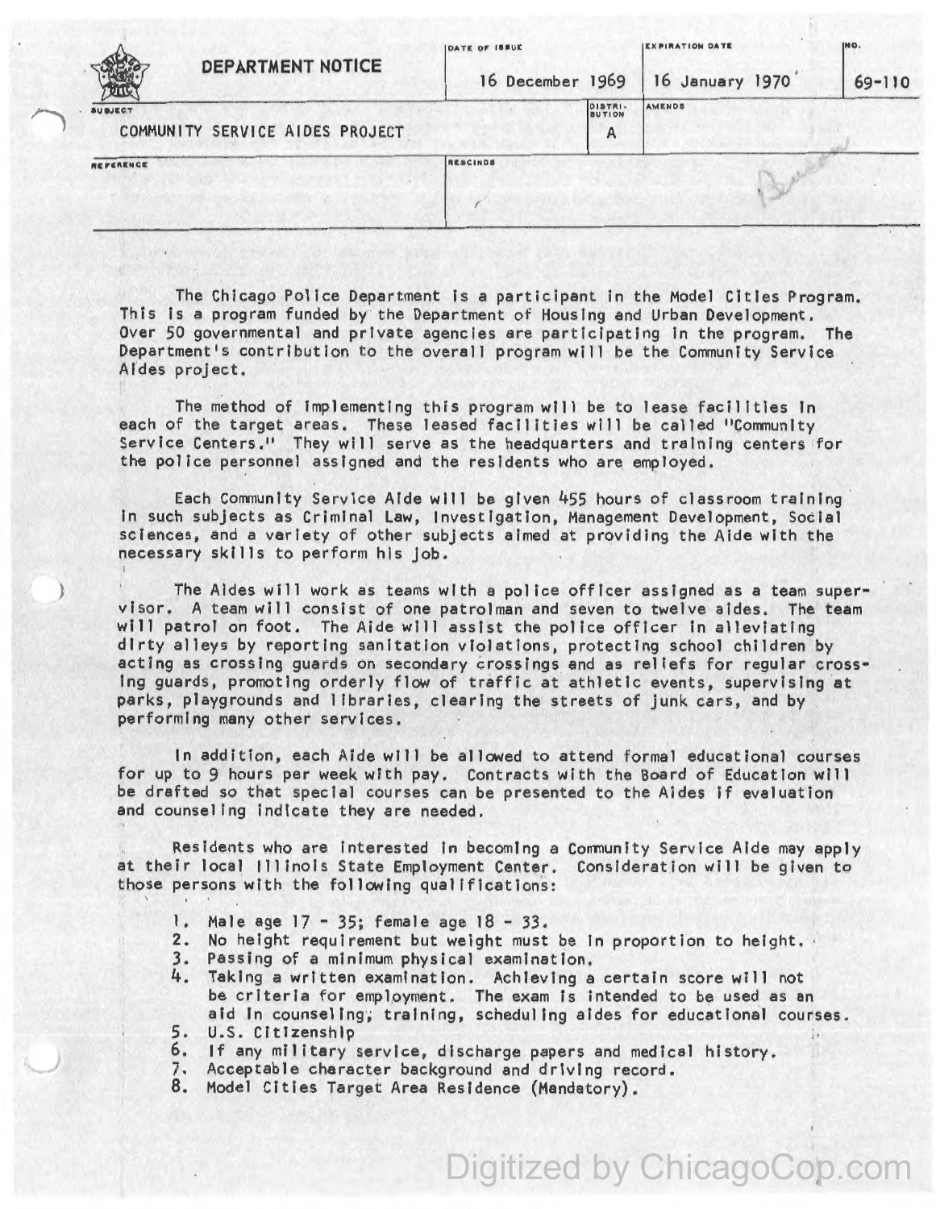# DEPARTMENT NOTICE

| DATE OF ISSUE | EXPIRATION DATE | NO. |
|---|---|---|
| 16 December 1969 | 16 January 1970 | 69-110 |

| SUBJECT | DISTRIBUTION | AMENDS |
|---|---|---|
| COMMUNITY SERVICE AIDES PROJECT | A | |

| REFERENCE | RESCINDS |
|---|---|
| | |

The Chicago Police Department is a participant in the Model Cities Program. This is a program funded by the Department of Housing and Urban Development. Over 50 governmental and private agencies are participating in the program. The Department's contribution to the overall program will be the Community Service Aides project.

The method of implementing this program will be to lease facilities in each of the target areas. These leased facilities will be called "Community Service Centers." They will serve as the headquarters and training centers for the police personnel assigned and the residents who are employed.

Each Community Service Aide will be given 455 hours of classroom training in such subjects as Criminal Law, Investigation, Management Development, Social sciences, and a variety of other subjects aimed at providing the Aide with the necessary skills to perform his job.

The Aides will work as teams with a police officer assigned as a team supervisor. A team will consist of one patrolman and seven to twelve aides. The team will patrol on foot. The Aide will assist the police officer in alleviating dirty alleys by reporting sanitation violations, protecting school children by acting as crossing guards on secondary crossings and as reliefs for regular crossing guards, promoting orderly flow of traffic at athletic events, supervising at parks, playgrounds and libraries, clearing the streets of junk cars, and by performing many other services.

In addition, each Aide will be allowed to attend formal educational courses for up to 9 hours per week with pay. Contracts with the Board of Education will be drafted so that special courses can be presented to the Aides if evaluation and counseling indicate they are needed.

Residents who are interested in becoming a Community Service Aide may apply at their local Illinois State Employment Center. Consideration will be given to those persons with the following qualifications:

1. Male age 17 - 35; female age 18 - 33.
2. No height requirement but weight must be in proportion to height.
3. Passing of a minimum physical examination.
4. Taking a written examination. Achieving a certain score will not be criteria for employment. The exam is intended to be used as an aid in counseling, training, scheduling aides for educational courses.
5. U.S. Citizenship
6. If any military service, discharge papers and medical history.
7. Acceptable character background and driving record.
8. Model Cities Target Area Residence (Mandatory).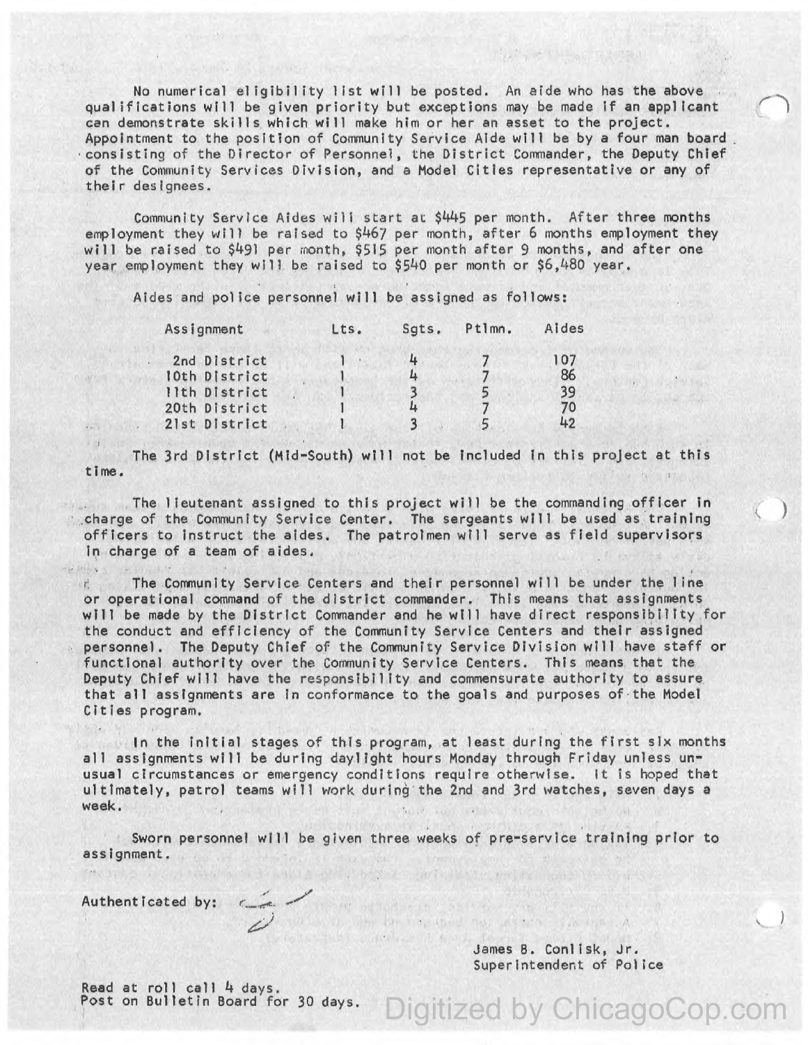No numerical eligibility list will be posted. An aide who has the above qualifications will be given priority but exceptions may be made if an applicant can demonstrate skills which will make him or her an asset to the project. Appointment to the position of Community Service Aide will be by a four man board consisting of the Director of Personnel, the District Commander, the Deputy Chief of the Community Services Division, and a Model Cities representative or any of their designees.

Community Service Aides will start at $445 per month. After three months employment they will be raised to $467 per month, after 6 months employment they will be raised to $491 per month, $515 per month after 9 months, and after one year employment they will be raised to $540 per month or $6,480 year.

Aides and police personnel will be assigned as follows:

| Assignment | Lts. | Sgts. | Ptlmn. | Aides |
|---|---|---|---|---|
| 2nd District | 1 | 4 | 7 | 107 |
| 10th District | 1 | 4 | 7 | 86 |
| 11th District | 1 | 3 | 5 | 39 |
| 20th District | 1 | 4 | 7 | 70 |
| 21st District | 1 | 3 | 5 | 42 |

The 3rd District (Mid-South) will not be included in this project at this time.

The lieutenant assigned to this project will be the commanding officer in charge of the Community Service Center. The sergeants will be used as training officers to instruct the aides. The patrolmen will serve as field supervisors in charge of a team of aides.

The Community Service Centers and their personnel will be under the line or operational command of the district commander. This means that assignments will be made by the District Commander and he will have direct responsibility for the conduct and efficiency of the Community Service Centers and their assigned personnel. The Deputy Chief of the Community Service Division will have staff or functional authority over the Community Service Centers. This means that the Deputy Chief will have the responsibility and commensurate authority to assure that all assignments are in conformance to the goals and purposes of the Model Cities program.

In the initial stages of this program, at least during the first six months all assignments will be during daylight hours Monday through Friday unless unusual circumstances or emergency conditions require otherwise. It is hoped that ultimately, patrol teams will work during the 2nd and 3rd watches, seven days a week.

Sworn personnel will be given three weeks of pre-service training prior to assignment.

Authenticated by:

James B. Conlisk, Jr.
Superintendent of Police

Read at roll call 4 days.
Post on Bulletin Board for 30 days.